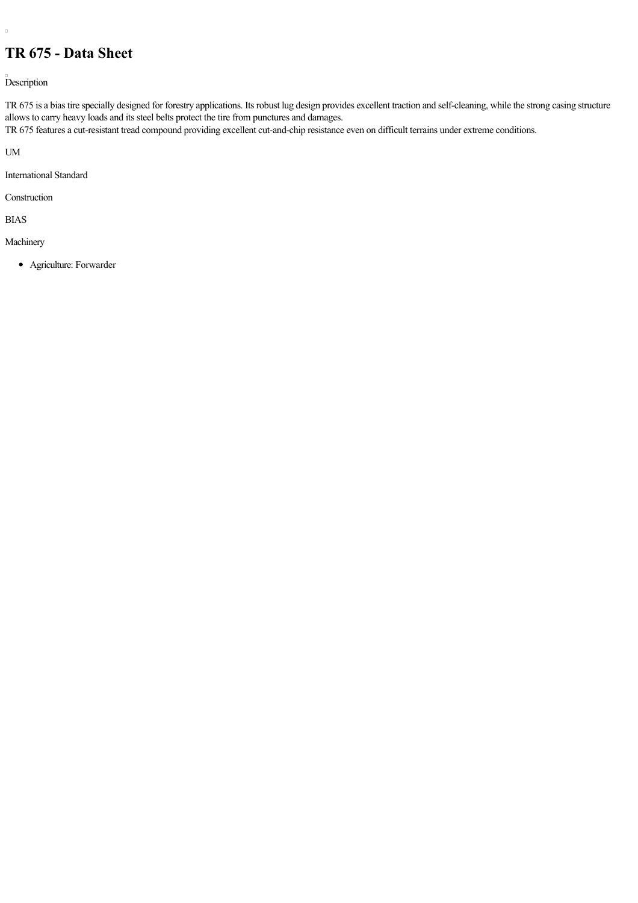# TR 675 - Data Sheet

Description

TR 675 is a bias tire specially designed for forestry applications. Its robust lug design provides excellent traction and self-cleaning, while the strong casing structure allows to carry heavy loads and its steel belts protect the tire from punctures and damages.
TR 675 features a cut-resistant tread compound providing excellent cut-and-chip resistance even on difficult terrains under extreme conditions.

UM

International Standard

Construction

BIAS

Machinery

- Agriculture: Forwarder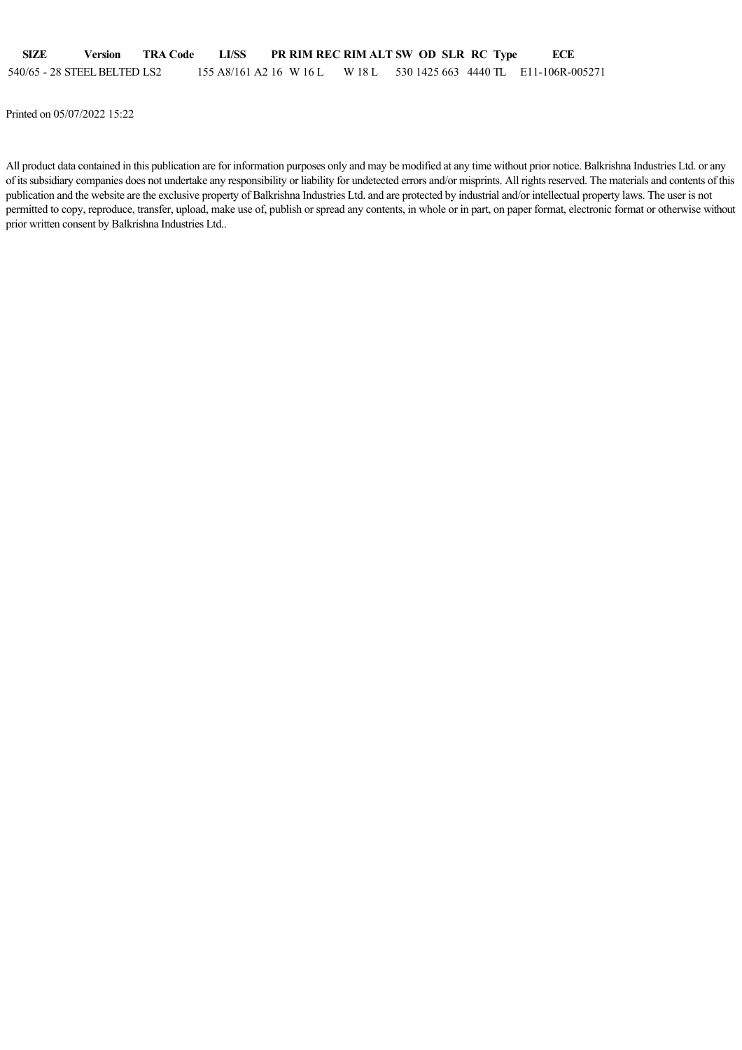| SIZE | Version | TRA Code | LI/SS | PR | RIM REC | RIM ALT | SW | OD | SLR | RC | Type | ECE |
|---|---|---|---|---|---|---|---|---|---|---|---|---|
| 540/65 - 28 | STEEL BELTED | LS2 | 155 A8/161 A2 | 16 | W 16 L | W 18 L | 530 | 1425 | 663 | 4440 | TL | E11-106R-005271 |

Printed on 05/07/2022 15:22

All product data contained in this publication are for information purposes only and may be modified at any time without prior notice. Balkrishna Industries Ltd. or any of its subsidiary companies does not undertake any responsibility or liability for undetected errors and/or misprints. All rights reserved. The materials and contents of this publication and the website are the exclusive property of Balkrishna Industries Ltd. and are protected by industrial and/or intellectual property laws. The user is not permitted to copy, reproduce, transfer, upload, make use of, publish or spread any contents, in whole or in part, on paper format, electronic format or otherwise without prior written consent by Balkrishna Industries Ltd..